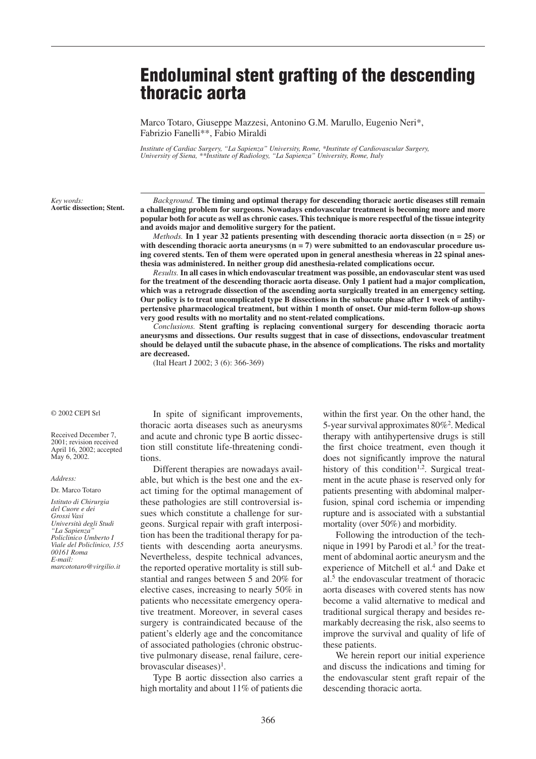# Endoluminal stent grafting of the descending thoracic aorta

Marco Totaro, Giuseppe Mazzesi, Antonino G.M. Marullo, Eugenio Neri*, Fabrizio Fanelli**, Fabio Miraldi

*Institute of Cardiac Surgery, "La Sapienza" University, Rome, \*Institute of Cardiovascular Surgery, University of Siena, \*\*Institute of Radiology, "La Sapienza" University, Rome, Italy*

*Key words:*
**Aortic dissection; Stent.**

*Background.* **The timing and optimal therapy for descending thoracic aortic diseases still remain a challenging problem for surgeons. Nowadays endovascular treatment is becoming more and more popular both for acute as well as chronic cases. This technique is more respectful of the tissue integrity and avoids major and demolitive surgery for the patient.**

*Methods.* **In 1 year 32 patients presenting with descending thoracic aorta dissection (n = 25) or with descending thoracic aorta aneurysms (n = 7) were submitted to an endovascular procedure using covered stents. Ten of them were operated upon in general anesthesia whereas in 22 spinal anesthesia was administered. In neither group did anesthesia-related complications occur.**

*Results.* **In all cases in which endovascular treatment was possible, an endovascular stent was used for the treatment of the descending thoracic aorta disease. Only 1 patient had a major complication, which was a retrograde dissection of the ascending aorta surgically treated in an emergency setting. Our policy is to treat uncomplicated type B dissections in the subacute phase after 1 week of antihypertensive pharmacological treatment, but within 1 month of onset. Our mid-term follow-up shows very good results with no mortality and no stent-related complications.**

*Conclusions.* **Stent grafting is replacing conventional surgery for descending thoracic aorta aneurysms and dissections. Our results suggest that in case of dissections, endovascular treatment should be delayed until the subacute phase, in the absence of complications. The risks and mortality are decreased.**

(Ital Heart J 2002; 3 (6): 366-369)

© 2002 CEPI Srl

Received December 7, 2001; revision received April 16, 2002; accepted May 6, 2002.

*Address:*

Dr. Marco Totaro

*Istituto di Chirurgia del Cuore e dei Grossi Vasi*
*Università degli Studi "La Sapienza"*
*Policlinico Umberto I*
*Viale del Policlinico, 155*
*00161 Roma*
*E-mail: marcototaro@virgilio.it*

In spite of significant improvements, thoracic aorta diseases such as aneurysms and acute and chronic type B aortic dissection still constitute life-threatening conditions.

Different therapies are nowadays available, but which is the best one and the exact timing for the optimal management of these pathologies are still controversial issues which constitute a challenge for surgeons. Surgical repair with graft interposition has been the traditional therapy for patients with descending aorta aneurysms. Nevertheless, despite technical advances, the reported operative mortality is still substantial and ranges between 5 and 20% for elective cases, increasing to nearly 50% in patients who necessitate emergency operative treatment. Moreover, in several cases surgery is contraindicated because of the patient's elderly age and the concomitance of associated pathologies (chronic obstructive pulmonary disease, renal failure, cerebrovascular diseases)[1].

Type B aortic dissection also carries a high mortality and about 11% of patients die within the first year. On the other hand, the 5-year survival approximates 80%[2]. Medical therapy with antihypertensive drugs is still the first choice treatment, even though it does not significantly improve the natural history of this condition[1,2]. Surgical treatment in the acute phase is reserved only for patients presenting with abdominal malperfusion, spinal cord ischemia or impending rupture and is associated with a substantial mortality (over 50%) and morbidity.

Following the introduction of the technique in 1991 by Parodi et al.[3] for the treatment of abdominal aortic aneurysm and the experience of Mitchell et al.[4] and Dake et al.[5] the endovascular treatment of thoracic aorta diseases with covered stents has now become a valid alternative to medical and traditional surgical therapy and besides remarkably decreasing the risk, also seems to improve the survival and quality of life of these patients.

We herein report our initial experience and discuss the indications and timing for the endovascular stent graft repair of the descending thoracic aorta.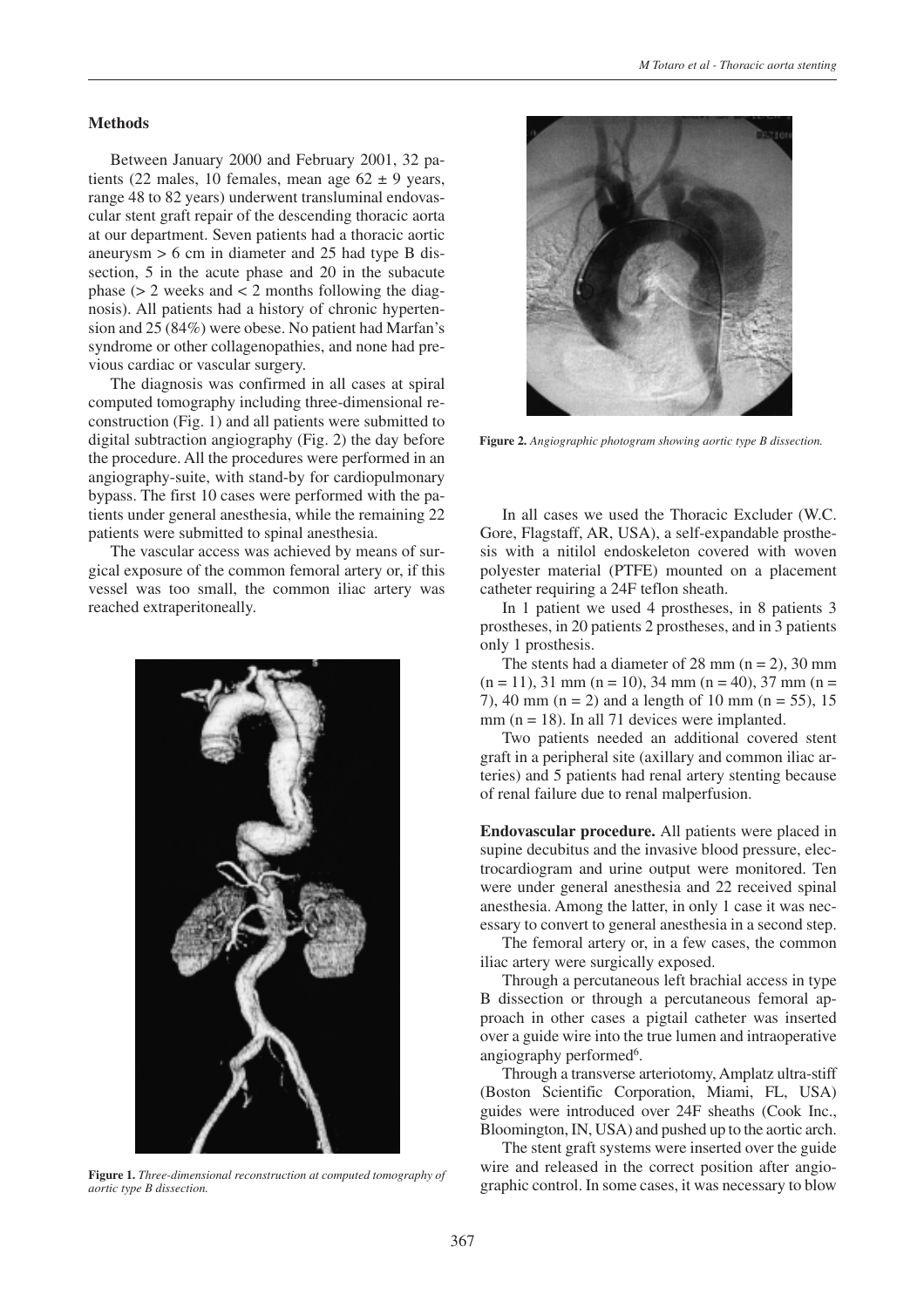## Methods

Between January 2000 and February 2001, 32 patients (22 males, 10 females, mean age $62 \pm 9$ years, range 48 to 82 years) underwent transluminal endovascular stent graft repair of the descending thoracic aorta at our department. Seven patients had a thoracic aortic aneurysm > 6 cm in diameter and 25 had type B dissection, 5 in the acute phase and 20 in the subacute phase (> 2 weeks and < 2 months following the diagnosis). All patients had a history of chronic hypertension and 25 (84%) were obese. No patient had Marfan's syndrome or other collagenopathies, and none had previous cardiac or vascular surgery.

The diagnosis was confirmed in all cases at spiral computed tomography including three-dimensional reconstruction (Fig. 1) and all patients were submitted to digital subtraction angiography (Fig. 2) the day before the procedure. All the procedures were performed in an angiography-suite, with stand-by for cardiopulmonary bypass. The first 10 cases were performed with the patients under general anesthesia, while the remaining 22 patients were submitted to spinal anesthesia.

The vascular access was achieved by means of surgical exposure of the common femoral artery or, if this vessel was too small, the common iliac artery was reached extraperitoneally.

**Figure 1.** *Three-dimensional reconstruction at computed tomography of aortic type B dissection.*

**Figure 2.** *Angiographic photogram showing aortic type B dissection.*

In all cases we used the Thoracic Excluder (W.C. Gore, Flagstaff, AR, USA), a self-expandable prosthesis with a nitilol endoskeleton covered with woven polyester material (PTFE) mounted on a placement catheter requiring a 24F teflon sheath.

In 1 patient we used 4 prostheses, in 8 patients 3 prostheses, in 20 patients 2 prostheses, and in 3 patients only 1 prosthesis.

The stents had a diameter of 28 mm (n = 2), 30 mm (n = 11), 31 mm (n = 10), 34 mm (n = 40), 37 mm (n = 7), 40 mm (n = 2) and a length of 10 mm (n = 55), 15 mm (n = 18). In all 71 devices were implanted.

Two patients needed an additional covered stent graft in a peripheral site (axillary and common iliac arteries) and 5 patients had renal artery stenting because of renal failure due to renal malperfusion.

**Endovascular procedure.** All patients were placed in supine decubitus and the invasive blood pressure, electrocardiogram and urine output were monitored. Ten were under general anesthesia and 22 received spinal anesthesia. Among the latter, in only 1 case it was necessary to convert to general anesthesia in a second step.

The femoral artery or, in a few cases, the common iliac artery were surgically exposed.

Through a percutaneous left brachial access in type B dissection or through a percutaneous femoral approach in other cases a pigtail catheter was inserted over a guide wire into the true lumen and intraoperative angiography performed[6].

Through a transverse arteriotomy, Amplatz ultra-stiff (Boston Scientific Corporation, Miami, FL, USA) guides were introduced over 24F sheaths (Cook Inc., Bloomington, IN, USA) and pushed up to the aortic arch.

The stent graft systems were inserted over the guide wire and released in the correct position after angiographic control. In some cases, it was necessary to blow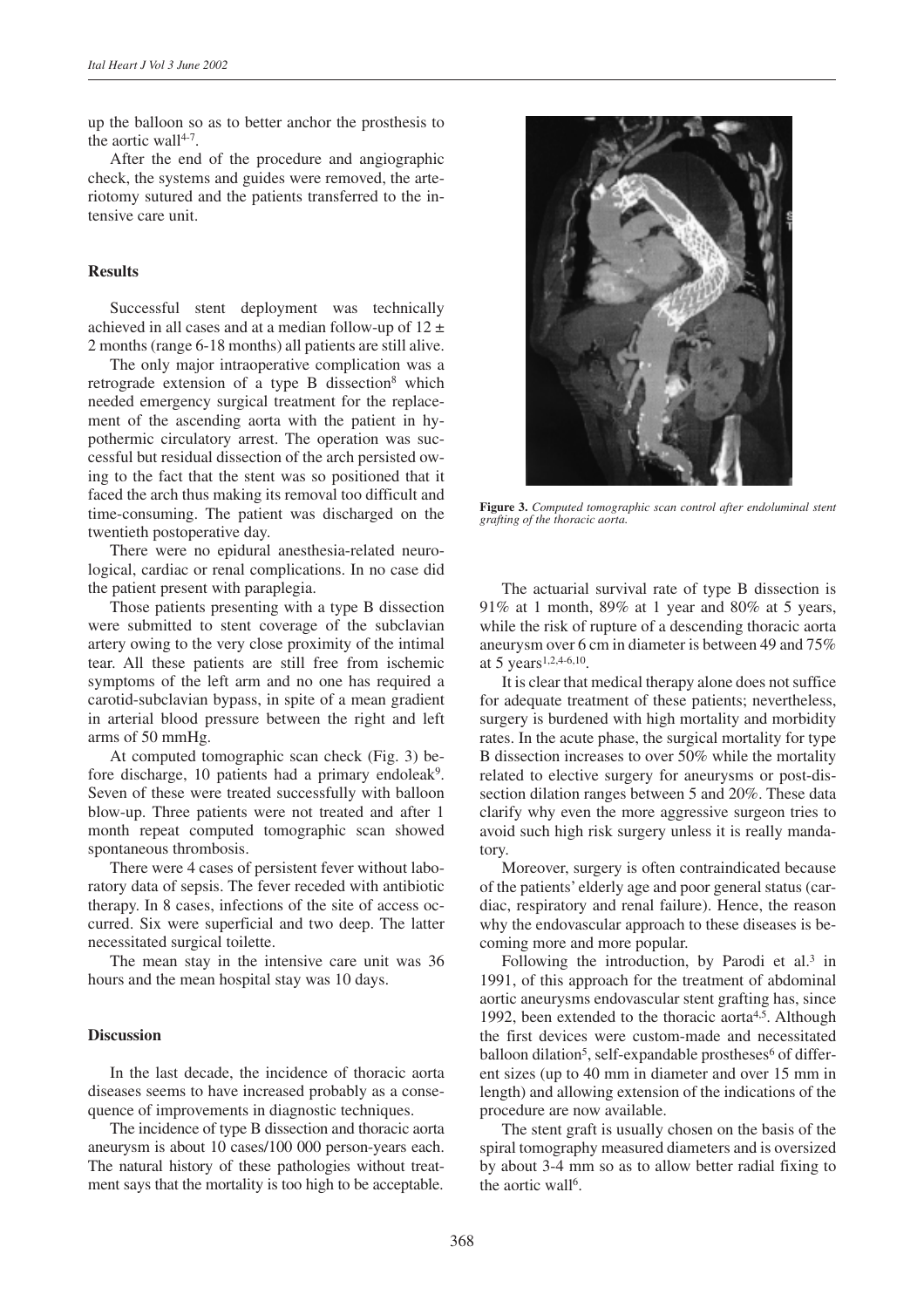up the balloon so as to better anchor the prosthesis to the aortic wall[4-7].

After the end of the procedure and angiographic check, the systems and guides were removed, the arteriotomy sutured and the patients transferred to the intensive care unit.

### Results

Successful stent deployment was technically achieved in all cases and at a median follow-up of 12 ± 2 months (range 6-18 months) all patients are still alive.

The only major intraoperative complication was a retrograde extension of a type B dissection[8] which needed emergency surgical treatment for the replacement of the ascending aorta with the patient in hypothermic circulatory arrest. The operation was successful but residual dissection of the arch persisted owing to the fact that the stent was so positioned that it faced the arch thus making its removal too difficult and time-consuming. The patient was discharged on the twentieth postoperative day.

There were no epidural anesthesia-related neurological, cardiac or renal complications. In no case did the patient present with paraplegia.

Those patients presenting with a type B dissection were submitted to stent coverage of the subclavian artery owing to the very close proximity of the intimal tear. All these patients are still free from ischemic symptoms of the left arm and no one has required a carotid-subclavian bypass, in spite of a mean gradient in arterial blood pressure between the right and left arms of 50 mmHg.

At computed tomographic scan check (Fig. 3) before discharge, 10 patients had a primary endoleak[9]. Seven of these were treated successfully with balloon blow-up. Three patients were not treated and after 1 month repeat computed tomographic scan showed spontaneous thrombosis.

There were 4 cases of persistent fever without laboratory data of sepsis. The fever receded with antibiotic therapy. In 8 cases, infections of the site of access occurred. Six were superficial and two deep. The latter necessitated surgical toilette.

The mean stay in the intensive care unit was 36 hours and the mean hospital stay was 10 days.

**Figure 3.** *Computed tomographic scan control after endoluminal stent grafting of the thoracic aorta.*

### Discussion

In the last decade, the incidence of thoracic aorta diseases seems to have increased probably as a consequence of improvements in diagnostic techniques.

The incidence of type B dissection and thoracic aorta aneurysm is about 10 cases/100 000 person-years each. The natural history of these pathologies without treatment says that the mortality is too high to be acceptable.

The actuarial survival rate of type B dissection is 91% at 1 month, 89% at 1 year and 80% at 5 years, while the risk of rupture of a descending thoracic aorta aneurysm over 6 cm in diameter is between 49 and 75% at 5 years[1,2,4-6,10].

It is clear that medical therapy alone does not suffice for adequate treatment of these patients; nevertheless, surgery is burdened with high mortality and morbidity rates. In the acute phase, the surgical mortality for type B dissection increases to over 50% while the mortality related to elective surgery for aneurysms or post-dissection dilation ranges between 5 and 20%. These data clarify why even the more aggressive surgeon tries to avoid such high risk surgery unless it is really mandatory.

Moreover, surgery is often contraindicated because of the patients' elderly age and poor general status (cardiac, respiratory and renal failure). Hence, the reason why the endovascular approach to these diseases is becoming more and more popular.

Following the introduction, by Parodi et al.[3] in 1991, of this approach for the treatment of abdominal aortic aneurysms endovascular stent grafting has, since 1992, been extended to the thoracic aorta[4,5]. Although the first devices were custom-made and necessitated balloon dilation[5], self-expandable prostheses[6] of different sizes (up to 40 mm in diameter and over 15 mm in length) and allowing extension of the indications of the procedure are now available.

The stent graft is usually chosen on the basis of the spiral tomography measured diameters and is oversized by about 3-4 mm so as to allow better radial fixing to the aortic wall[6].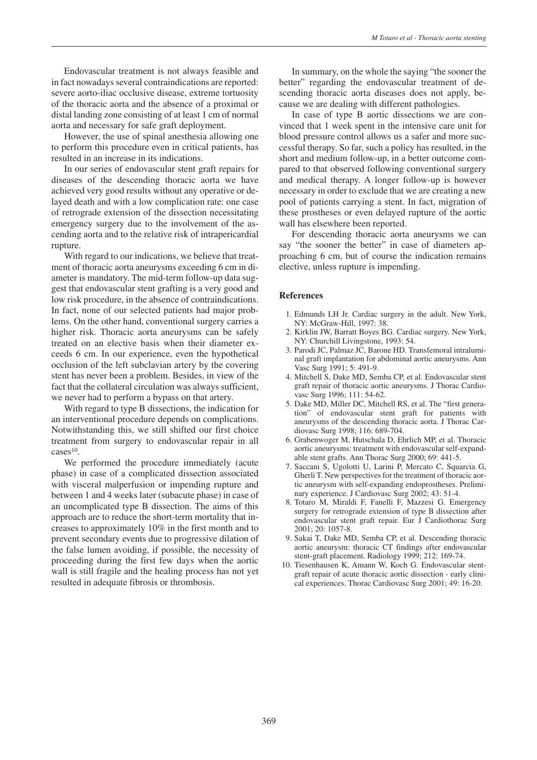Endovascular treatment is not always feasible and in fact nowadays several contraindications are reported: severe aorto-iliac occlusive disease, extreme tortuosity of the thoracic aorta and the absence of a proximal or distal landing zone consisting of at least 1 cm of normal aorta and necessary for safe graft deployment.

However, the use of spinal anesthesia allowing one to perform this procedure even in critical patients, has resulted in an increase in its indications.

In our series of endovascular stent graft repairs for diseases of the descending thoracic aorta we have achieved very good results without any operative or delayed death and with a low complication rate: one case of retrograde extension of the dissection necessitating emergency surgery due to the involvement of the ascending aorta and to the relative risk of intrapericardial rupture.

With regard to our indications, we believe that treatment of thoracic aorta aneurysms exceeding 6 cm in diameter is mandatory. The mid-term follow-up data suggest that endovascular stent grafting is a very good and low risk procedure, in the absence of contraindications. In fact, none of our selected patients had major problems. On the other hand, conventional surgery carries a higher risk. Thoracic aorta aneurysms can be safely treated on an elective basis when their diameter exceeds 6 cm. In our experience, even the hypothetical occlusion of the left subclavian artery by the covering stent has never been a problem. Besides, in view of the fact that the collateral circulation was always sufficient, we never had to perform a bypass on that artery.

With regard to type B dissections, the indication for an interventional procedure depends on complications. Notwithstanding this, we still shifted our first choice treatment from surgery to endovascular repair in all cases[10].

We performed the procedure immediately (acute phase) in case of a complicated dissection associated with visceral malperfusion or impending rupture and between 1 and 4 weeks later (subacute phase) in case of an uncomplicated type B dissection. The aims of this approach are to reduce the short-term mortality that increases to approximately 10% in the first month and to prevent secondary events due to progressive dilation of the false lumen avoiding, if possible, the necessity of proceeding during the first few days when the aortic wall is still fragile and the healing process has not yet resulted in adequate fibrosis or thrombosis.

In summary, on the whole the saying "the sooner the better" regarding the endovascular treatment of descending thoracic aorta diseases does not apply, because we are dealing with different pathologies.

In case of type B aortic dissections we are convinced that 1 week spent in the intensive care unit for blood pressure control allows us a safer and more successful therapy. So far, such a policy has resulted, in the short and medium follow-up, in a better outcome compared to that observed following conventional surgery and medical therapy. A longer follow-up is however necessary in order to exclude that we are creating a new pool of patients carrying a stent. In fact, migration of these prostheses or even delayed rupture of the aortic wall has elsewhere been reported.

For descending thoracic aorta aneurysms we can say "the sooner the better" in case of diameters approaching 6 cm, but of course the indication remains elective, unless rupture is impending.

## References

1. Edmunds LH Jr. Cardiac surgery in the adult. New York, NY: McGraw-Hill, 1997: 38.
2. Kirklin JW, Barratt Boyes BG. Cardiac surgery. New York, NY: Churchill Livingstone, 1993: 54.
3. Parodi JC, Palmaz JC, Barone HD. Transfemoral intraluminal graft implantation for abdominal aortic aneurysms. Ann Vasc Surg 1991; 5: 491-9.
4. Mitchell S, Dake MD, Semba CP, et al. Endovascular stent graft repair of thoracic aortic aneurysms. J Thorac Cardiovasc Surg 1996; 111: 54-62.
5. Dake MD, Miller DC, Mitchell RS, et al. The "first generation" of endovascular stent graft for patients with aneurysms of the descending thoracic aorta. J Thorac Cardiovasc Surg 1998; 116: 689-704.
6. Grabenwoger M, Hutschala D, Ehrlich MP, et al. Thoracic aortic aneurysms: treatment with endovascular self-expandable stent grafts. Ann Thorac Surg 2000; 69: 441-5.
7. Saccani S, Ugolotti U, Larini P, Mercato C, Squarcia G, Gherli T. New perspectives for the treatment of thoracic aortic aneurysm with self-expanding endoprostheses. Preliminary experience. J Cardiovasc Surg 2002; 43: 51-4.
8. Totaro M, Miraldi F, Fanelli F, Mazzesi G. Emergency surgery for retrograde extension of type B dissection after endovascular stent graft repair. Eur J Cardiothorac Surg 2001; 20: 1057-8.
9. Sakai T, Dake MD, Semba CP, et al. Descending thoracic aortic aneurysm: thoracic CT findings after endovascular stent-graft placement. Radiology 1999; 212: 169-74.
10. Tiesenhausen K, Amann W, Koch G. Endovascular stent-graft repair of acute thoracic aortic dissection - early clinical experiences. Thorac Cardiovasc Surg 2001; 49: 16-20.